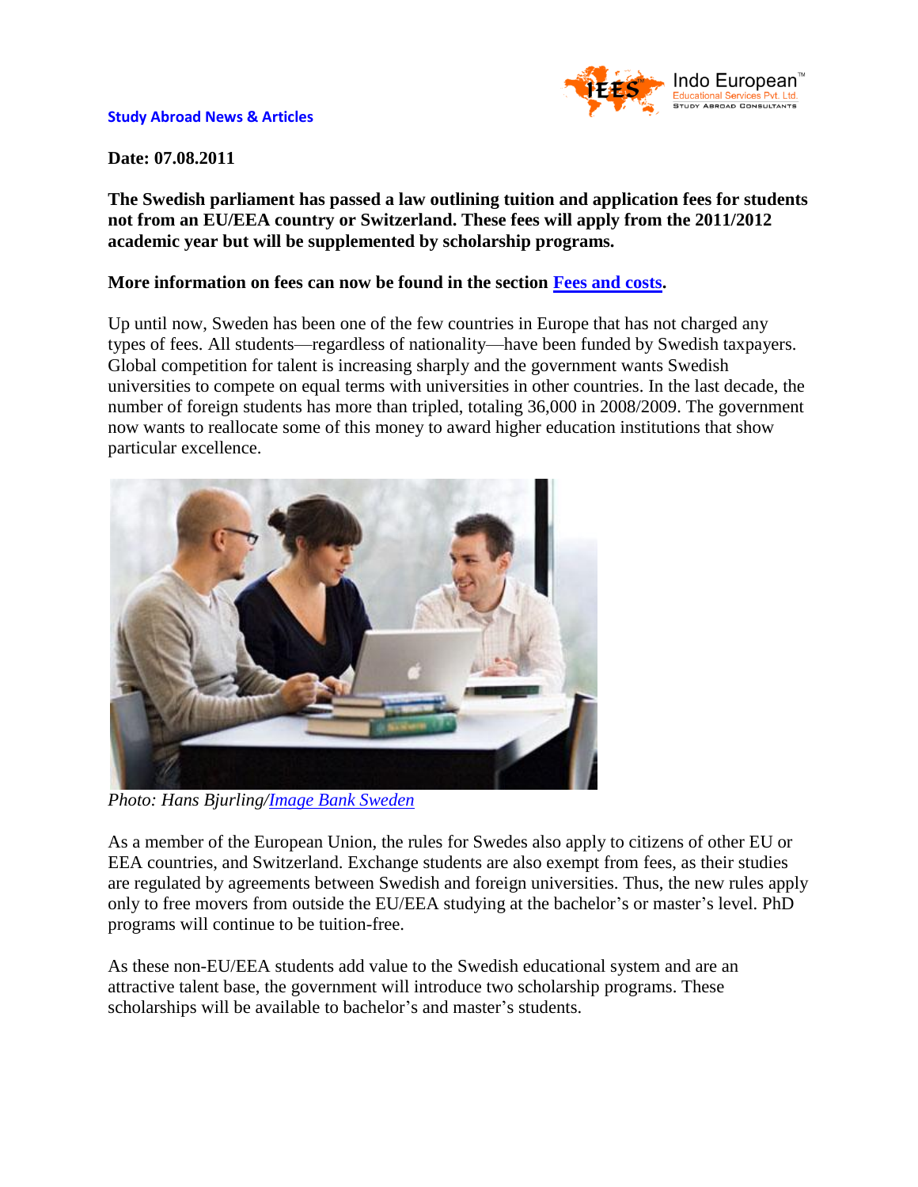**Study Abroad News & Articles**

**Date: 07.08.2011**

**The Swedish parliament has passed a law outlining tuition and application fees for students not from an EU/EEA country or Switzerland. These fees will apply from the 2011/2012 academic year but will be supplemented by scholarship programs.**

**More information on fees can now be found in the section [Fees and costs].**

Up until now, Sweden has been one of the few countries in Europe that has not charged any types of fees. All students—regardless of nationality—have been funded by Swedish taxpayers. Global competition for talent is increasing sharply and the government wants Swedish universities to compete on equal terms with universities in other countries. In the last decade, the number of foreign students has more than tripled, totaling 36,000 in 2008/2009. The government now wants to reallocate some of this money to award higher education institutions that show particular excellence.

*Photo: Hans Bjurling/Image Bank Sweden*

As a member of the European Union, the rules for Swedes also apply to citizens of other EU or EEA countries, and Switzerland. Exchange students are also exempt from fees, as their studies are regulated by agreements between Swedish and foreign universities. Thus, the new rules apply only to free movers from outside the EU/EEA studying at the bachelor's or master's level. PhD programs will continue to be tuition-free.

As these non-EU/EEA students add value to the Swedish educational system and are an attractive talent base, the government will introduce two scholarship programs. These scholarships will be available to bachelor's and master's students.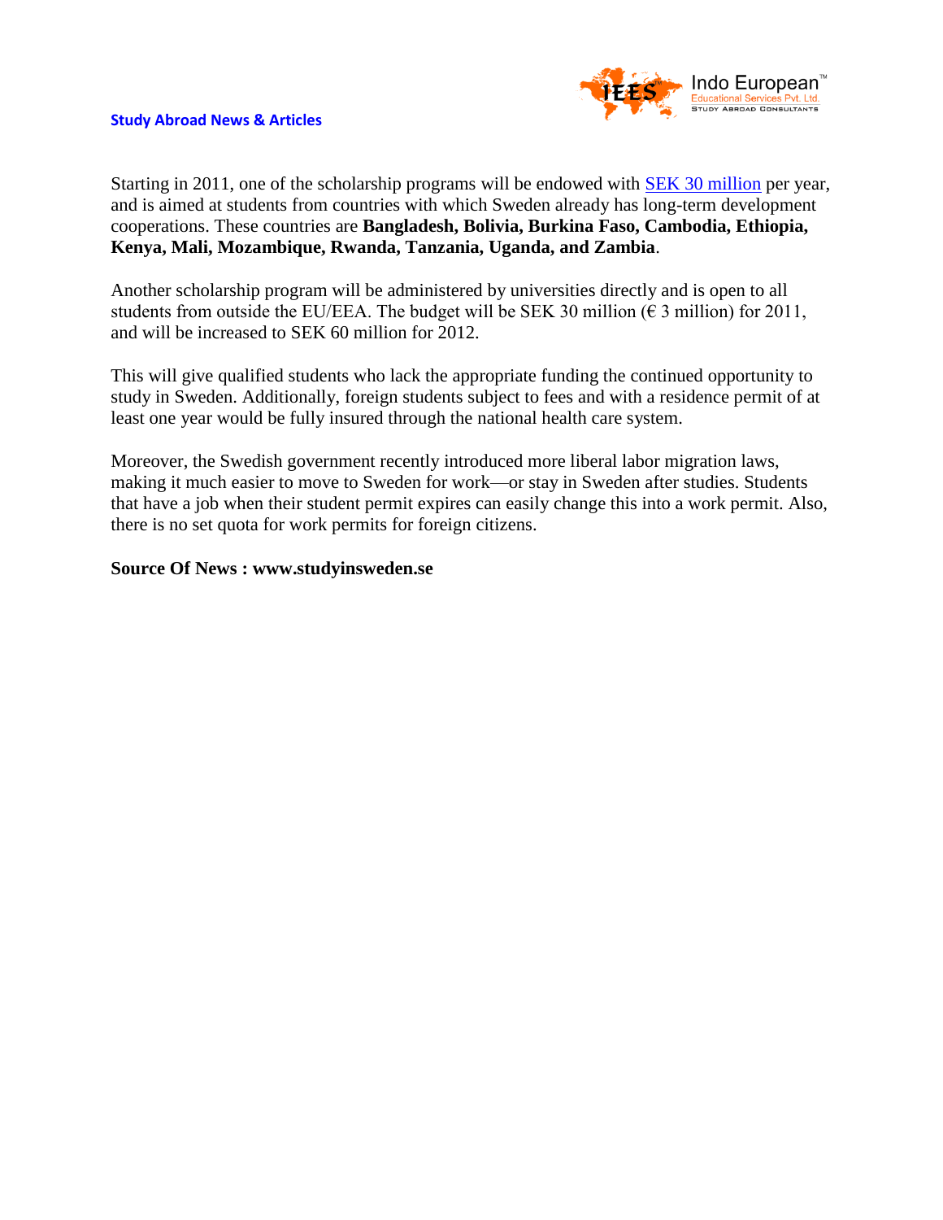Starting in 2011, one of the scholarship programs will be endowed with SEK 30 million per year, and is aimed at students from countries with which Sweden already has long-term development cooperations. These countries are **Bangladesh, Bolivia, Burkina Faso, Cambodia, Ethiopia, Kenya, Mali, Mozambique, Rwanda, Tanzania, Uganda, and Zambia**.

Another scholarship program will be administered by universities directly and is open to all students from outside the EU/EEA. The budget will be SEK 30 million (€ 3 million) for 2011, and will be increased to SEK 60 million for 2012.

This will give qualified students who lack the appropriate funding the continued opportunity to study in Sweden. Additionally, foreign students subject to fees and with a residence permit of at least one year would be fully insured through the national health care system.

Moreover, the Swedish government recently introduced more liberal labor migration laws, making it much easier to move to Sweden for work—or stay in Sweden after studies. Students that have a job when their student permit expires can easily change this into a work permit. Also, there is no set quota for work permits for foreign citizens.

**Source Of News : www.studyinsweden.se**